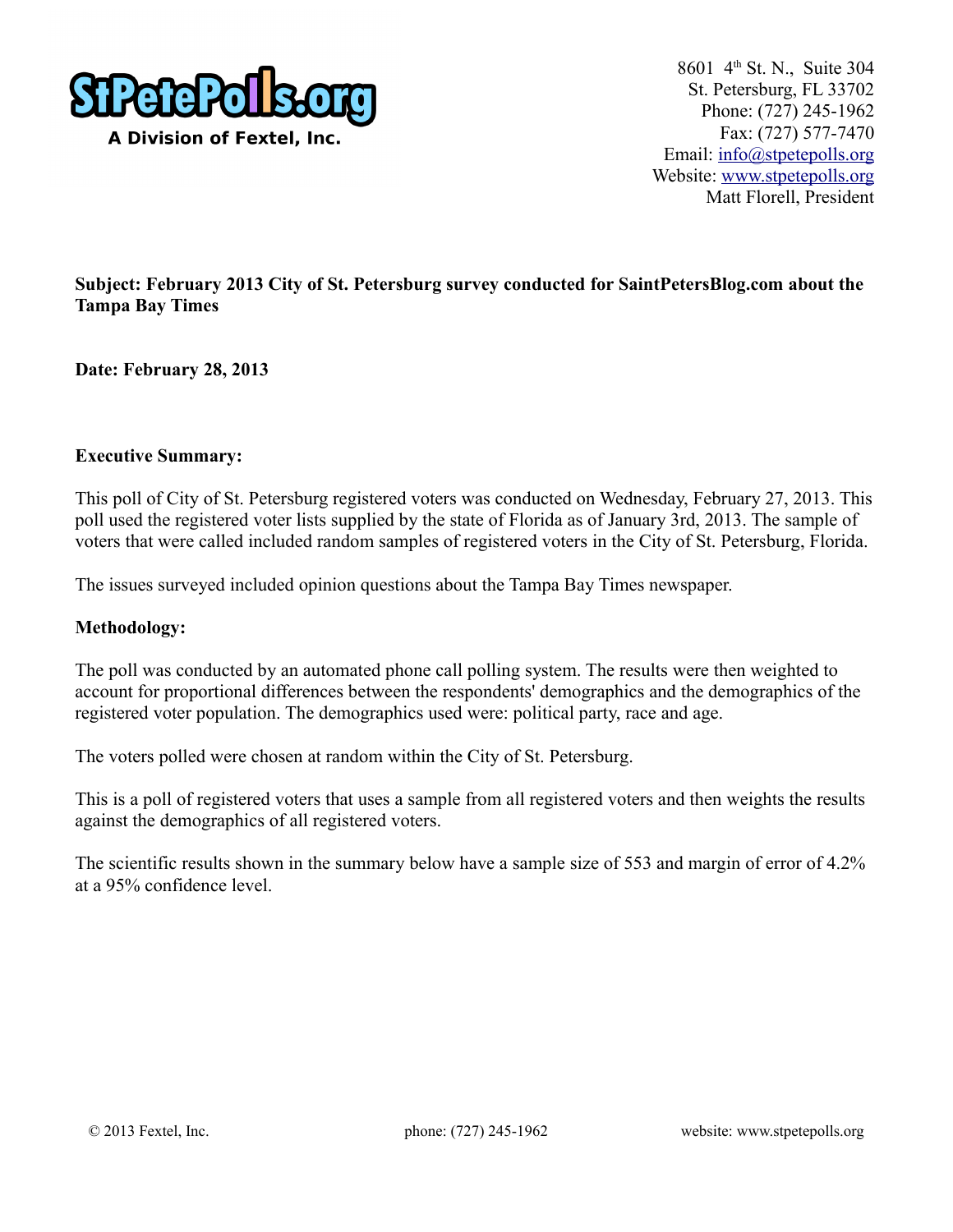**StPetePolls.org**
**A Division of Fextel, Inc.**

8601 4th St. N., Suite 304
St. Petersburg, FL 33702
Phone: (727) 245-1962
Fax: (727) 577-7470
Email: info@stpetepolls.org
Website: www.stpetepolls.org
Matt Florell, President

**Subject: February 2013 City of St. Petersburg survey conducted for SaintPetersBlog.com about the Tampa Bay Times**

**Date: February 28, 2013**

**Executive Summary:**

This poll of City of St. Petersburg registered voters was conducted on Wednesday, February 27, 2013. This poll used the registered voter lists supplied by the state of Florida as of January 3rd, 2013. The sample of voters that were called included random samples of registered voters in the City of St. Petersburg, Florida.

The issues surveyed included opinion questions about the Tampa Bay Times newspaper.

**Methodology:**

The poll was conducted by an automated phone call polling system. The results were then weighted to account for proportional differences between the respondents' demographics and the demographics of the registered voter population. The demographics used were: political party, race and age.

The voters polled were chosen at random within the City of St. Petersburg.

This is a poll of registered voters that uses a sample from all registered voters and then weights the results against the demographics of all registered voters.

The scientific results shown in the summary below have a sample size of 553 and margin of error of 4.2% at a 95% confidence level.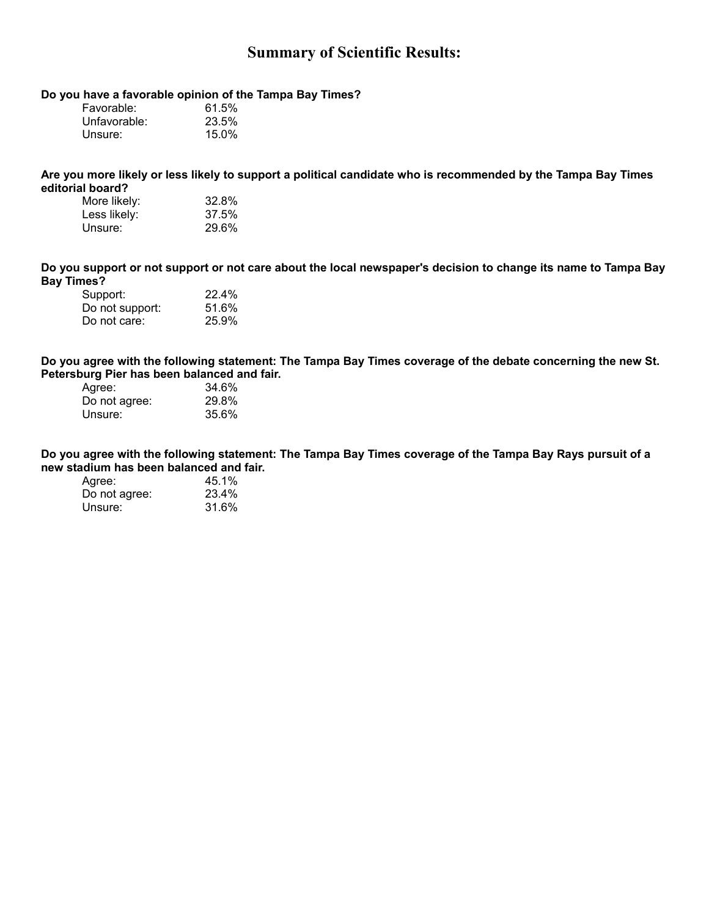# Summary of Scientific Results:

**Do you have a favorable opinion of the Tampa Bay Times?**

| | |
|---|---|
| Favorable: | 61.5% |
| Unfavorable: | 23.5% |
| Unsure: | 15.0% |

**Are you more likely or less likely to support a political candidate who is recommended by the Tampa Bay Times editorial board?**

| | |
|---|---|
| More likely: | 32.8% |
| Less likely: | 37.5% |
| Unsure: | 29.6% |

**Do you support or not support or not care about the local newspaper's decision to change its name to Tampa Bay Bay Times?**

| | |
|---|---|
| Support: | 22.4% |
| Do not support: | 51.6% |
| Do not care: | 25.9% |

**Do you agree with the following statement: The Tampa Bay Times coverage of the debate concerning the new St. Petersburg Pier has been balanced and fair.**

| | |
|---|---|
| Agree: | 34.6% |
| Do not agree: | 29.8% |
| Unsure: | 35.6% |

**Do you agree with the following statement: The Tampa Bay Times coverage of the Tampa Bay Rays pursuit of a new stadium has been balanced and fair.**

| | |
|---|---|
| Agree: | 45.1% |
| Do not agree: | 23.4% |
| Unsure: | 31.6% |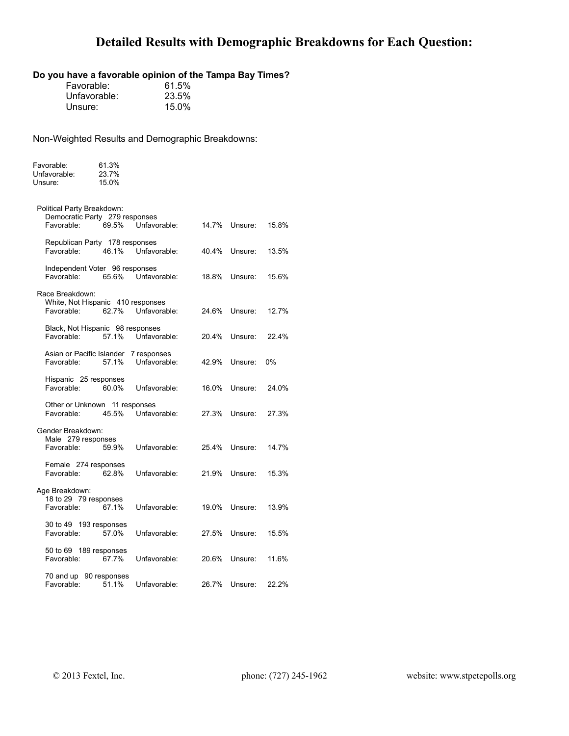# Detailed Results with Demographic Breakdowns for Each Question:

**Do you have a favorable opinion of the Tampa Bay Times?**

| | |
|---|---|
| Favorable: | 61.5% |
| Unfavorable: | 23.5% |
| Unsure: | 15.0% |

Non-Weighted Results and Demographic Breakdowns:

| | |
|---|---|
| Favorable: | 61.3% |
| Unfavorable: | 23.7% |
| Unsure: | 15.0% |

Political Party Breakdown:

Democratic Party 279 responses

| Favorable: | 69.5% | Unfavorable: | 14.7% | Unsure: | 15.8% |
|---|---|---|---|---|---|

Republican Party 178 responses

| Favorable: | 46.1% | Unfavorable: | 40.4% | Unsure: | 13.5% |
|---|---|---|---|---|---|

Independent Voter 96 responses

| Favorable: | 65.6% | Unfavorable: | 18.8% | Unsure: | 15.6% |
|---|---|---|---|---|---|

Race Breakdown:

White, Not Hispanic 410 responses

| Favorable: | 62.7% | Unfavorable: | 24.6% | Unsure: | 12.7% |
|---|---|---|---|---|---|

Black, Not Hispanic 98 responses

| Favorable: | 57.1% | Unfavorable: | 20.4% | Unsure: | 22.4% |
|---|---|---|---|---|---|

Asian or Pacific Islander 7 responses

| Favorable: | 57.1% | Unfavorable: | 42.9% | Unsure: | 0% |
|---|---|---|---|---|---|

Hispanic 25 responses

| Favorable: | 60.0% | Unfavorable: | 16.0% | Unsure: | 24.0% |
|---|---|---|---|---|---|

Other or Unknown 11 responses

| Favorable: | 45.5% | Unfavorable: | 27.3% | Unsure: | 27.3% |
|---|---|---|---|---|---|

Gender Breakdown:

Male 279 responses

| Favorable: | 59.9% | Unfavorable: | 25.4% | Unsure: | 14.7% |
|---|---|---|---|---|---|

Female 274 responses

| Favorable: | 62.8% | Unfavorable: | 21.9% | Unsure: | 15.3% |
|---|---|---|---|---|---|

Age Breakdown:

18 to 29 79 responses

| Favorable: | 67.1% | Unfavorable: | 19.0% | Unsure: | 13.9% |
|---|---|---|---|---|---|

30 to 49 193 responses

| Favorable: | 57.0% | Unfavorable: | 27.5% | Unsure: | 15.5% |
|---|---|---|---|---|---|

50 to 69 189 responses

| Favorable: | 67.7% | Unfavorable: | 20.6% | Unsure: | 11.6% |
|---|---|---|---|---|---|

70 and up 90 responses

| Favorable: | 51.1% | Unfavorable: | 26.7% | Unsure: | 22.2% |
|---|---|---|---|---|---|

© 2013 Fextel, Inc. phone: (727) 245-1962 website: www.stpetepolls.org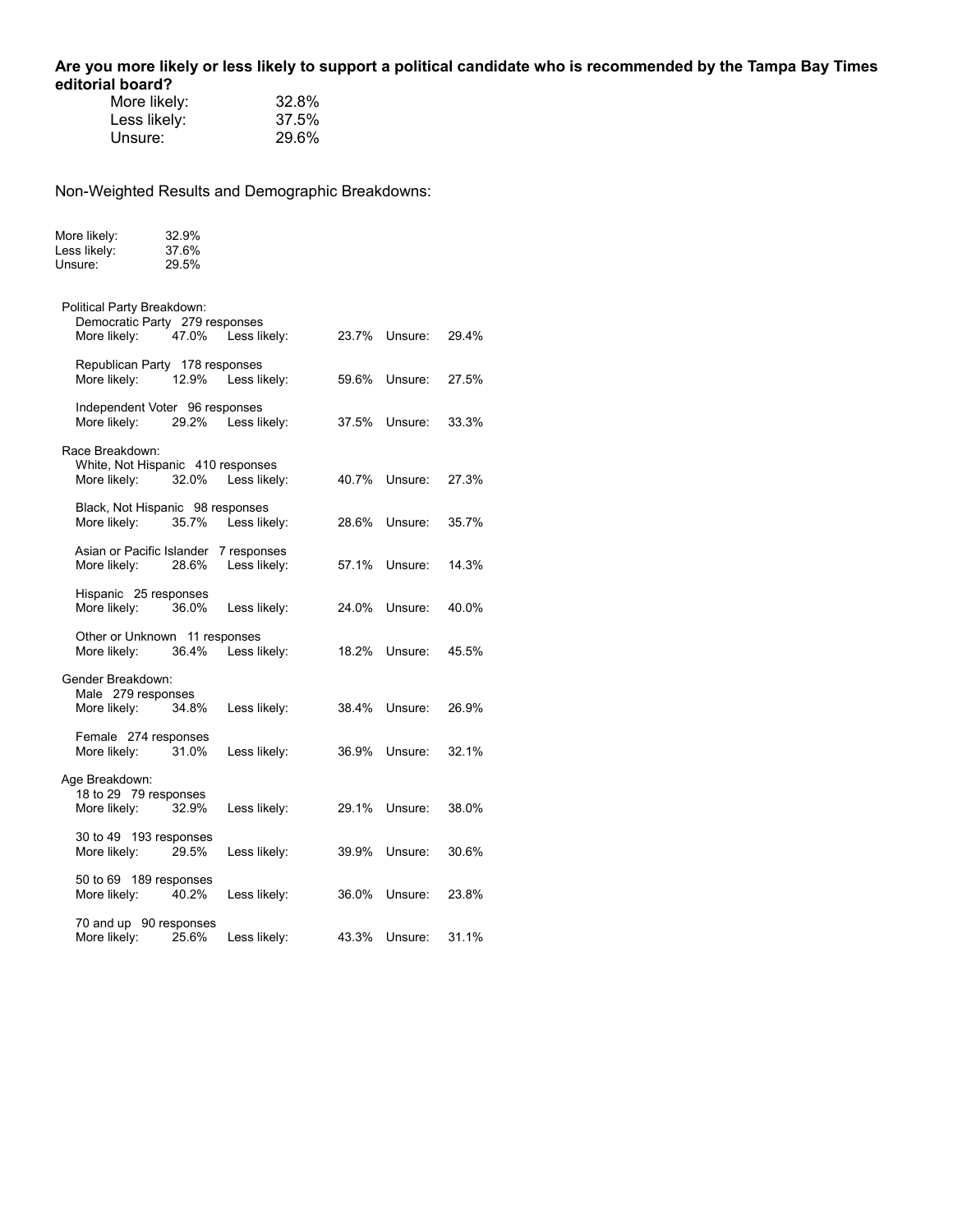**Are you more likely or less likely to support a political candidate who is recommended by the Tampa Bay Times editorial board?**

| | |
|---|---|
| More likely: | 32.8% |
| Less likely: | 37.5% |
| Unsure: | 29.6% |

Non-Weighted Results and Demographic Breakdowns:

| | |
|---|---|
| More likely: | 32.9% |
| Less likely: | 37.6% |
| Unsure: | 29.5% |

Political Party Breakdown:

| Group | Responses | More likely | Less likely | Unsure |
|---|---|---|---|---|
| Democratic Party | 279 responses | 47.0% | 23.7% | 29.4% |
| Republican Party | 178 responses | 12.9% | 59.6% | 27.5% |
| Independent Voter | 96 responses | 29.2% | 37.5% | 33.3% |

Race Breakdown:

| Group | Responses | More likely | Less likely | Unsure |
|---|---|---|---|---|
| White, Not Hispanic | 410 responses | 32.0% | 40.7% | 27.3% |
| Black, Not Hispanic | 98 responses | 35.7% | 28.6% | 35.7% |
| Asian or Pacific Islander | 7 responses | 28.6% | 57.1% | 14.3% |
| Hispanic | 25 responses | 36.0% | 24.0% | 40.0% |
| Other or Unknown | 11 responses | 36.4% | 18.2% | 45.5% |

Gender Breakdown:

| Group | Responses | More likely | Less likely | Unsure |
|---|---|---|---|---|
| Male | 279 responses | 34.8% | 38.4% | 26.9% |
| Female | 274 responses | 31.0% | 36.9% | 32.1% |

Age Breakdown:

| Group | Responses | More likely | Less likely | Unsure |
|---|---|---|---|---|
| 18 to 29 | 79 responses | 32.9% | 29.1% | 38.0% |
| 30 to 49 | 193 responses | 29.5% | 39.9% | 30.6% |
| 50 to 69 | 189 responses | 40.2% | 36.0% | 23.8% |
| 70 and up | 90 responses | 25.6% | 43.3% | 31.1% |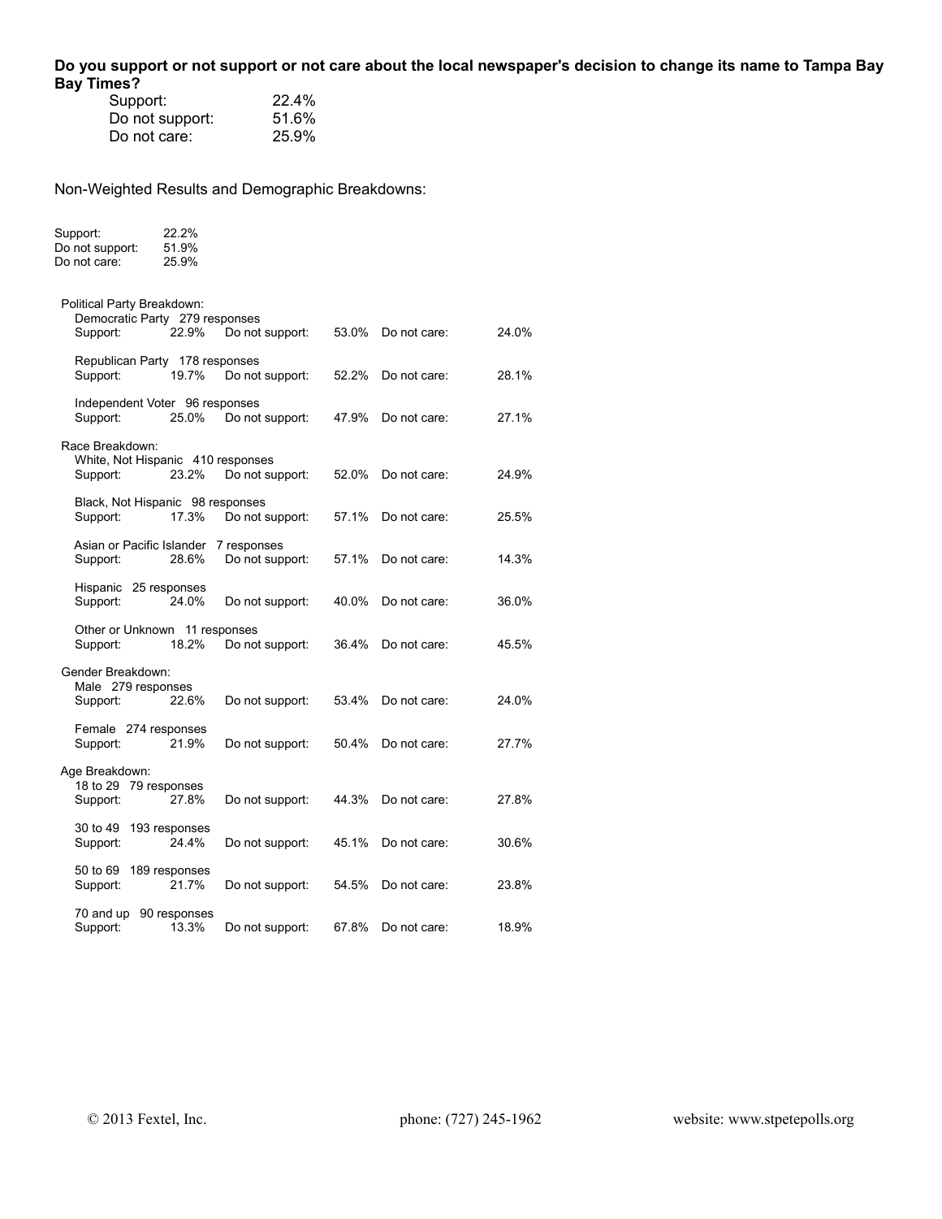**Do you support or not support or not care about the local newspaper's decision to change its name to Tampa Bay Bay Times?**

| | |
|---|---|
| Support: | 22.4% |
| Do not support: | 51.6% |
| Do not care: | 25.9% |

Non-Weighted Results and Demographic Breakdowns:

| | |
|---|---|
| Support: | 22.2% |
| Do not support: | 51.9% |
| Do not care: | 25.9% |

Political Party Breakdown:

Democratic Party 279 responses

| Support: | 22.9% | Do not support: | 53.0% | Do not care: | 24.0% |
|---|---|---|---|---|---|

Republican Party 178 responses

| Support: | 19.7% | Do not support: | 52.2% | Do not care: | 28.1% |
|---|---|---|---|---|---|

Independent Voter 96 responses

| Support: | 25.0% | Do not support: | 47.9% | Do not care: | 27.1% |
|---|---|---|---|---|---|

Race Breakdown:

White, Not Hispanic 410 responses

| Support: | 23.2% | Do not support: | 52.0% | Do not care: | 24.9% |
|---|---|---|---|---|---|

Black, Not Hispanic 98 responses

| Support: | 17.3% | Do not support: | 57.1% | Do not care: | 25.5% |
|---|---|---|---|---|---|

Asian or Pacific Islander 7 responses

| Support: | 28.6% | Do not support: | 57.1% | Do not care: | 14.3% |
|---|---|---|---|---|---|

Hispanic 25 responses

| Support: | 24.0% | Do not support: | 40.0% | Do not care: | 36.0% |
|---|---|---|---|---|---|

Other or Unknown 11 responses

| Support: | 18.2% | Do not support: | 36.4% | Do not care: | 45.5% |
|---|---|---|---|---|---|

Gender Breakdown:

Male 279 responses

| Support: | 22.6% | Do not support: | 53.4% | Do not care: | 24.0% |
|---|---|---|---|---|---|

Female 274 responses

| Support: | 21.9% | Do not support: | 50.4% | Do not care: | 27.7% |
|---|---|---|---|---|---|

Age Breakdown:

18 to 29 79 responses

| Support: | 27.8% | Do not support: | 44.3% | Do not care: | 27.8% |
|---|---|---|---|---|---|

30 to 49 193 responses

| Support: | 24.4% | Do not support: | 45.1% | Do not care: | 30.6% |
|---|---|---|---|---|---|

50 to 69 189 responses

| Support: | 21.7% | Do not support: | 54.5% | Do not care: | 23.8% |
|---|---|---|---|---|---|

70 and up 90 responses

| Support: | 13.3% | Do not support: | 67.8% | Do not care: | 18.9% |
|---|---|---|---|---|---|

© 2013 Fextel, Inc. phone: (727) 245-1962 website: www.stpetepolls.org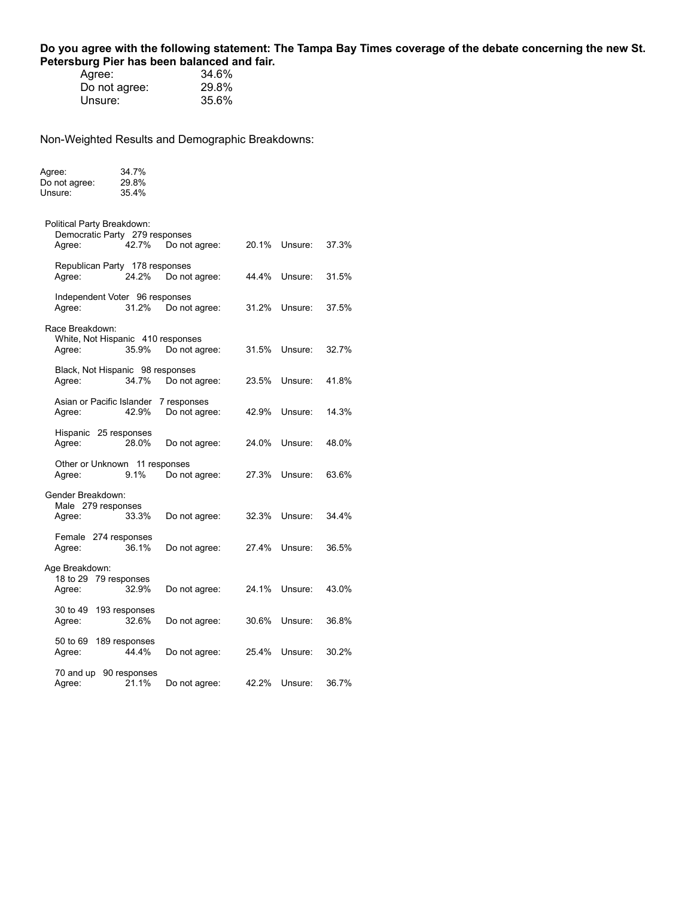**Do you agree with the following statement: The Tampa Bay Times coverage of the debate concerning the new St. Petersburg Pier has been balanced and fair.**

| | |
|---|---|
| Agree: | 34.6% |
| Do not agree: | 29.8% |
| Unsure: | 35.6% |

Non-Weighted Results and Demographic Breakdowns:

| | |
|---|---|
| Agree: | 34.7% |
| Do not agree: | 29.8% |
| Unsure: | 35.4% |

Political Party Breakdown:

Democratic Party 279 responses

| Agree: | 42.7% | Do not agree: | 20.1% | Unsure: | 37.3% |
|---|---|---|---|---|---|

Republican Party 178 responses

| Agree: | 24.2% | Do not agree: | 44.4% | Unsure: | 31.5% |
|---|---|---|---|---|---|

Independent Voter 96 responses

| Agree: | 31.2% | Do not agree: | 31.2% | Unsure: | 37.5% |
|---|---|---|---|---|---|

Race Breakdown:

White, Not Hispanic 410 responses

| Agree: | 35.9% | Do not agree: | 31.5% | Unsure: | 32.7% |
|---|---|---|---|---|---|

Black, Not Hispanic 98 responses

| Agree: | 34.7% | Do not agree: | 23.5% | Unsure: | 41.8% |
|---|---|---|---|---|---|

Asian or Pacific Islander 7 responses

| Agree: | 42.9% | Do not agree: | 42.9% | Unsure: | 14.3% |
|---|---|---|---|---|---|

Hispanic 25 responses

| Agree: | 28.0% | Do not agree: | 24.0% | Unsure: | 48.0% |
|---|---|---|---|---|---|

Other or Unknown 11 responses

| Agree: | 9.1% | Do not agree: | 27.3% | Unsure: | 63.6% |
|---|---|---|---|---|---|

Gender Breakdown:

Male 279 responses

| Agree: | 33.3% | Do not agree: | 32.3% | Unsure: | 34.4% |
|---|---|---|---|---|---|

Female 274 responses

| Agree: | 36.1% | Do not agree: | 27.4% | Unsure: | 36.5% |
|---|---|---|---|---|---|

Age Breakdown:

18 to 29 79 responses

| Agree: | 32.9% | Do not agree: | 24.1% | Unsure: | 43.0% |
|---|---|---|---|---|---|

30 to 49 193 responses

| Agree: | 32.6% | Do not agree: | 30.6% | Unsure: | 36.8% |
|---|---|---|---|---|---|

50 to 69 189 responses

| Agree: | 44.4% | Do not agree: | 25.4% | Unsure: | 30.2% |
|---|---|---|---|---|---|

70 and up 90 responses

| Agree: | 21.1% | Do not agree: | 42.2% | Unsure: | 36.7% |
|---|---|---|---|---|---|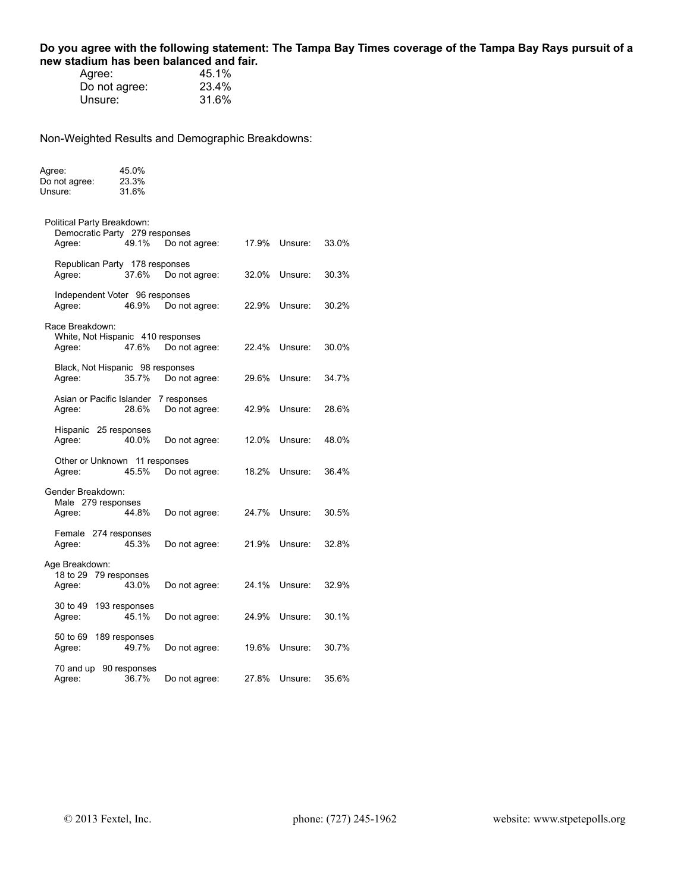**Do you agree with the following statement: The Tampa Bay Times coverage of the Tampa Bay Rays pursuit of a new stadium has been balanced and fair.**

| | |
|---|---|
| Agree: | 45.1% |
| Do not agree: | 23.4% |
| Unsure: | 31.6% |

Non-Weighted Results and Demographic Breakdowns:

| | |
|---|---|
| Agree: | 45.0% |
| Do not agree: | 23.3% |
| Unsure: | 31.6% |

Political Party Breakdown:

Democratic Party 279 responses

| | | | | | |
|---|---|---|---|---|---|
| Agree: | 49.1% | Do not agree: | 17.9% | Unsure: | 33.0% |

Republican Party 178 responses

| | | | | | |
|---|---|---|---|---|---|
| Agree: | 37.6% | Do not agree: | 32.0% | Unsure: | 30.3% |

Independent Voter 96 responses

| | | | | | |
|---|---|---|---|---|---|
| Agree: | 46.9% | Do not agree: | 22.9% | Unsure: | 30.2% |

Race Breakdown:

White, Not Hispanic 410 responses

| | | | | | |
|---|---|---|---|---|---|
| Agree: | 47.6% | Do not agree: | 22.4% | Unsure: | 30.0% |

Black, Not Hispanic 98 responses

| | | | | | |
|---|---|---|---|---|---|
| Agree: | 35.7% | Do not agree: | 29.6% | Unsure: | 34.7% |

Asian or Pacific Islander 7 responses

| | | | | | |
|---|---|---|---|---|---|
| Agree: | 28.6% | Do not agree: | 42.9% | Unsure: | 28.6% |

Hispanic 25 responses

| | | | | | |
|---|---|---|---|---|---|
| Agree: | 40.0% | Do not agree: | 12.0% | Unsure: | 48.0% |

Other or Unknown 11 responses

| | | | | | |
|---|---|---|---|---|---|
| Agree: | 45.5% | Do not agree: | 18.2% | Unsure: | 36.4% |

Gender Breakdown:

Male 279 responses

| | | | | | |
|---|---|---|---|---|---|
| Agree: | 44.8% | Do not agree: | 24.7% | Unsure: | 30.5% |

Female 274 responses

| | | | | | |
|---|---|---|---|---|---|
| Agree: | 45.3% | Do not agree: | 21.9% | Unsure: | 32.8% |

Age Breakdown:

18 to 29 79 responses

| | | | | | |
|---|---|---|---|---|---|
| Agree: | 43.0% | Do not agree: | 24.1% | Unsure: | 32.9% |

30 to 49 193 responses

| | | | | | |
|---|---|---|---|---|---|
| Agree: | 45.1% | Do not agree: | 24.9% | Unsure: | 30.1% |

50 to 69 189 responses

| | | | | | |
|---|---|---|---|---|---|
| Agree: | 49.7% | Do not agree: | 19.6% | Unsure: | 30.7% |

70 and up 90 responses

| | | | | | |
|---|---|---|---|---|---|
| Agree: | 36.7% | Do not agree: | 27.8% | Unsure: | 35.6% |